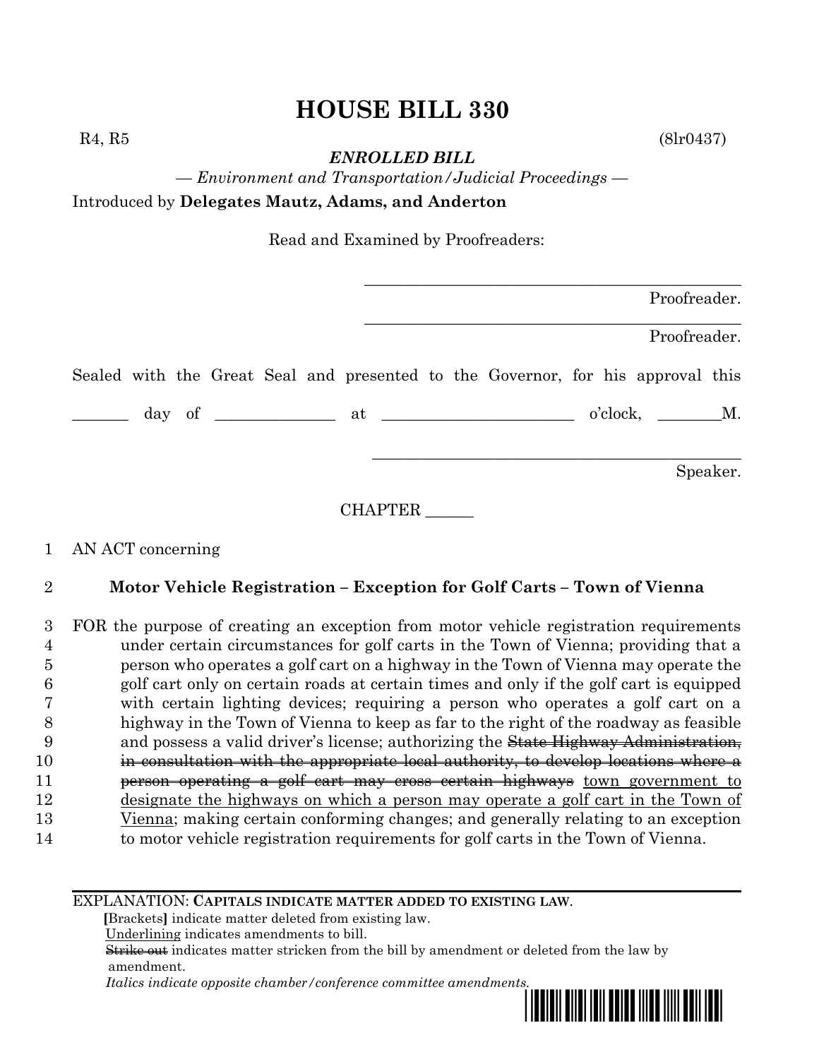# HOUSE BILL 330

R4, R5 (8lr0437)

***ENROLLED BILL***

*— Environment and Transportation/Judicial Proceedings —*

Introduced by **Delegates Mautz, Adams, and Anderton**

Read and Examined by Proofreaders:

_______________________________________________ Proofreader.

_______________________________________________ Proofreader.

Sealed with the Great Seal and presented to the Governor, for his approval this

_______ day of ______________ at ________________________ o'clock, ________M.

_______________________________________________ Speaker.

CHAPTER ______

1 AN ACT concerning

2 **Motor Vehicle Registration – Exception for Golf Carts – Town of Vienna**

3 FOR the purpose of creating an exception from motor vehicle registration requirements
4 under certain circumstances for golf carts in the Town of Vienna; providing that a
5 person who operates a golf cart on a highway in the Town of Vienna may operate the
6 golf cart only on certain roads at certain times and only if the golf cart is equipped
7 with certain lighting devices; requiring a person who operates a golf cart on a
8 highway in the Town of Vienna to keep as far to the right of the roadway as feasible
9 and possess a valid driver's license; authorizing the ~~State Highway Administration,~~
10 ~~in consultation with the appropriate local authority, to develop locations where a~~
11 ~~person operating a golf cart may cross certain highways~~ <u>town government to</u>
12 <u>designate the highways on which a person may operate a golf cart in the Town of</u>
13 <u>Vienna</u>; making certain conforming changes; and generally relating to an exception
14 to motor vehicle registration requirements for golf carts in the Town of Vienna.

---

EXPLANATION: **CAPITALS INDICATE MATTER ADDED TO EXISTING LAW**.
**[**Brackets**]** indicate matter deleted from existing law.
<u>Underlining</u> indicates amendments to bill.
~~Strike out~~ indicates matter stricken from the bill by amendment or deleted from the law by amendment.
*Italics indicate opposite chamber/conference committee amendments.*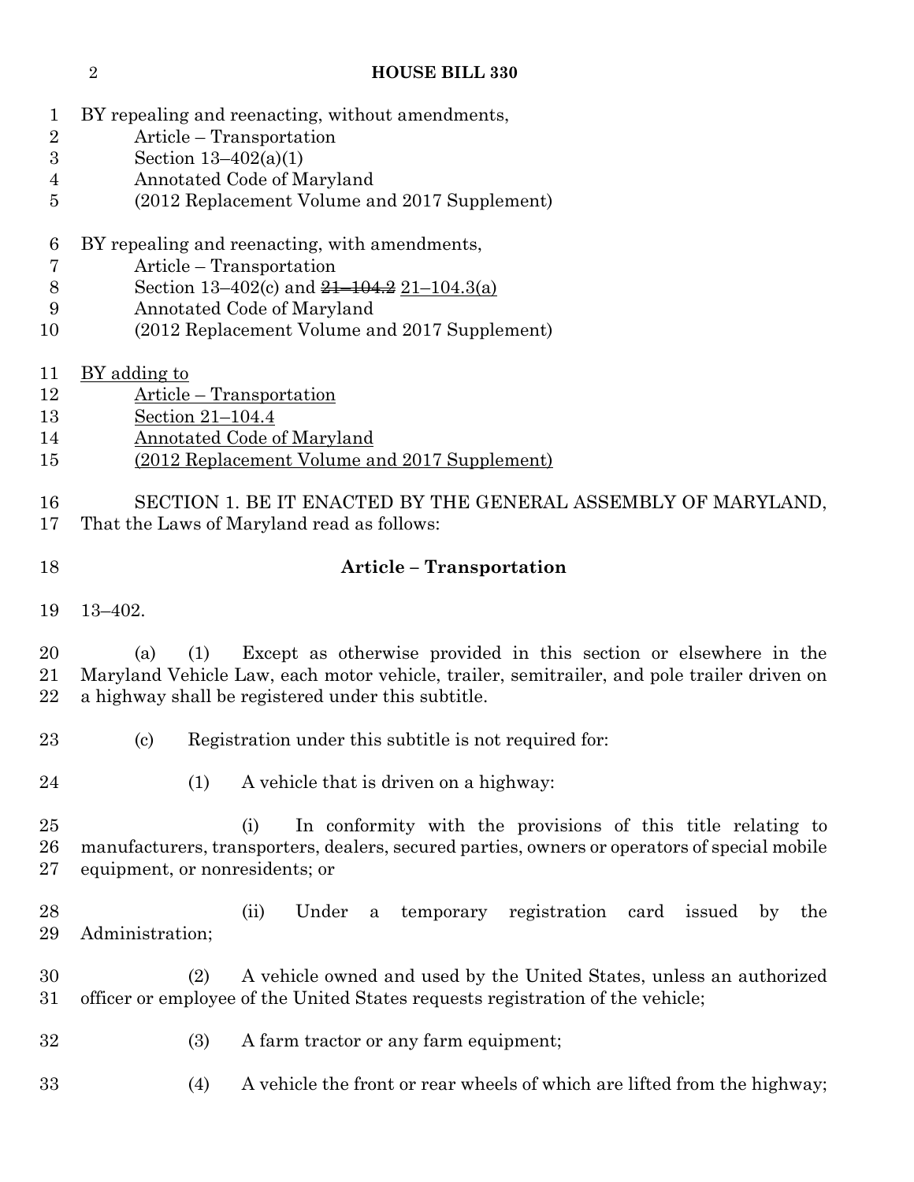BY repealing and reenacting, without amendments,
Article – Transportation
Section 13–402(a)(1)
Annotated Code of Maryland
(2012 Replacement Volume and 2017 Supplement)

BY repealing and reenacting, with amendments,
Article – Transportation
Section 13–402(c) and ~~21–104.2~~ 21–104.3(a)
Annotated Code of Maryland
(2012 Replacement Volume and 2017 Supplement)

BY adding to
Article – Transportation
Section 21–104.4
Annotated Code of Maryland
(2012 Replacement Volume and 2017 Supplement)

SECTION 1. BE IT ENACTED BY THE GENERAL ASSEMBLY OF MARYLAND, That the Laws of Maryland read as follows:

**Article – Transportation**

13–402.

(a) (1) Except as otherwise provided in this section or elsewhere in the Maryland Vehicle Law, each motor vehicle, trailer, semitrailer, and pole trailer driven on a highway shall be registered under this subtitle.

(c) Registration under this subtitle is not required for:

(1) A vehicle that is driven on a highway:

(i) In conformity with the provisions of this title relating to manufacturers, transporters, dealers, secured parties, owners or operators of special mobile equipment, or nonresidents; or

(ii) Under a temporary registration card issued by the Administration;

(2) A vehicle owned and used by the United States, unless an authorized officer or employee of the United States requests registration of the vehicle;

(3) A farm tractor or any farm equipment;

(4) A vehicle the front or rear wheels of which are lifted from the highway;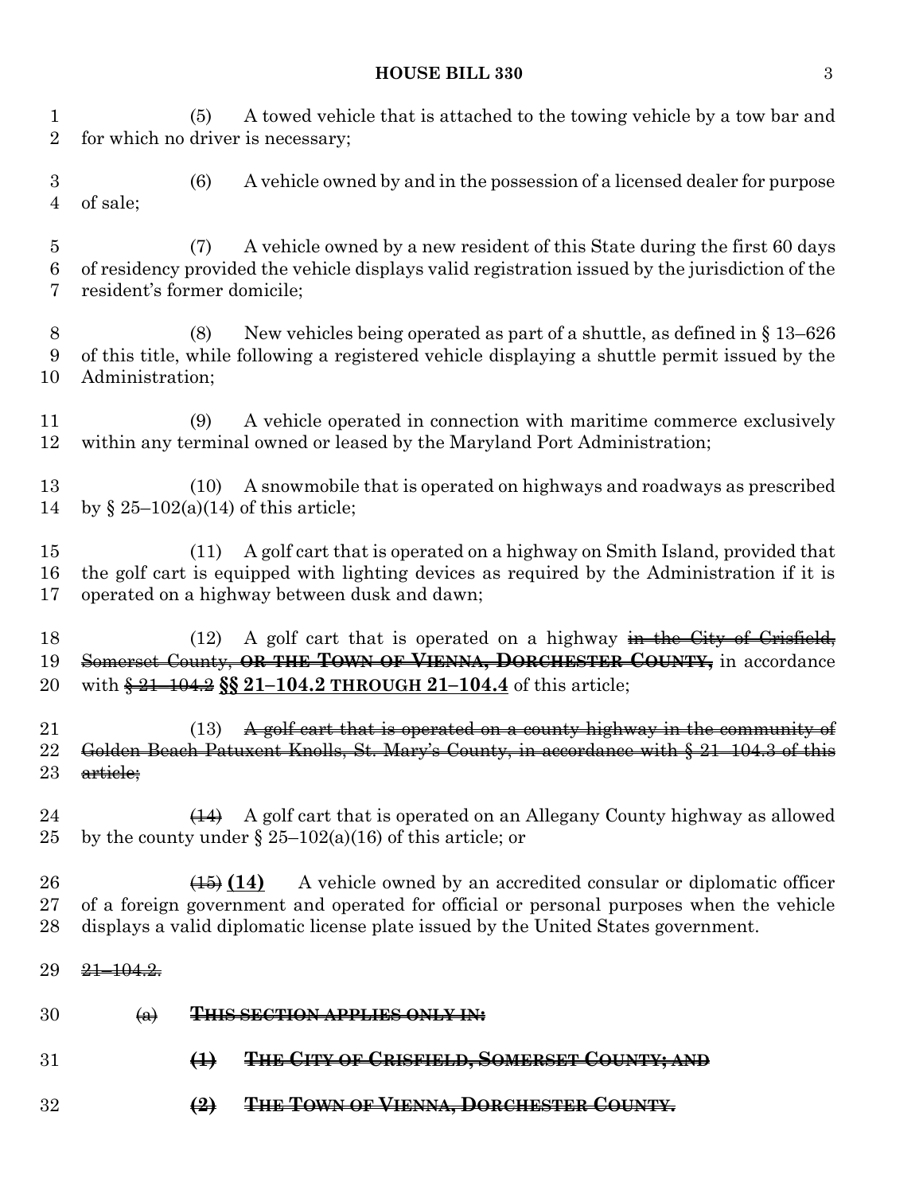(5) A towed vehicle that is attached to the towing vehicle by a tow bar and for which no driver is necessary;

(6) A vehicle owned by and in the possession of a licensed dealer for purpose of sale;

(7) A vehicle owned by a new resident of this State during the first 60 days of residency provided the vehicle displays valid registration issued by the jurisdiction of the resident's former domicile;

(8) New vehicles being operated as part of a shuttle, as defined in § 13–626 of this title, while following a registered vehicle displaying a shuttle permit issued by the Administration;

(9) A vehicle operated in connection with maritime commerce exclusively within any terminal owned or leased by the Maryland Port Administration;

(10) A snowmobile that is operated on highways and roadways as prescribed by § 25–102(a)(14) of this article;

(11) A golf cart that is operated on a highway on Smith Island, provided that the golf cart is equipped with lighting devices as required by the Administration if it is operated on a highway between dusk and dawn;

(12) A golf cart that is operated on a highway ~~in the City of Crisfield, Somerset County,~~ ~~**OR THE TOWN OF VIENNA, DORCHESTER COUNTY,**~~ in accordance with ~~§ 21–104.2~~ **<u>§§ 21–104.2 THROUGH 21–104.4</u>** of this article;

(13) ~~A golf cart that is operated on a county highway in the community of Golden Beach Patuxent Knolls, St. Mary's County, in accordance with § 21–104.3 of this article;~~

~~(14)~~ A golf cart that is operated on an Allegany County highway as allowed by the county under § 25–102(a)(16) of this article; or

~~(15)~~ **<u>(14)</u>** A vehicle owned by an accredited consular or diplomatic officer of a foreign government and operated for official or personal purposes when the vehicle displays a valid diplomatic license plate issued by the United States government.

~~21–104.2.~~

~~(a)~~ ~~**THIS SECTION APPLIES ONLY IN:**~~

~~**(1) THE CITY OF CRISFIELD, SOMERSET COUNTY; AND**~~

~~**(2) THE TOWN OF VIENNA, DORCHESTER COUNTY.**~~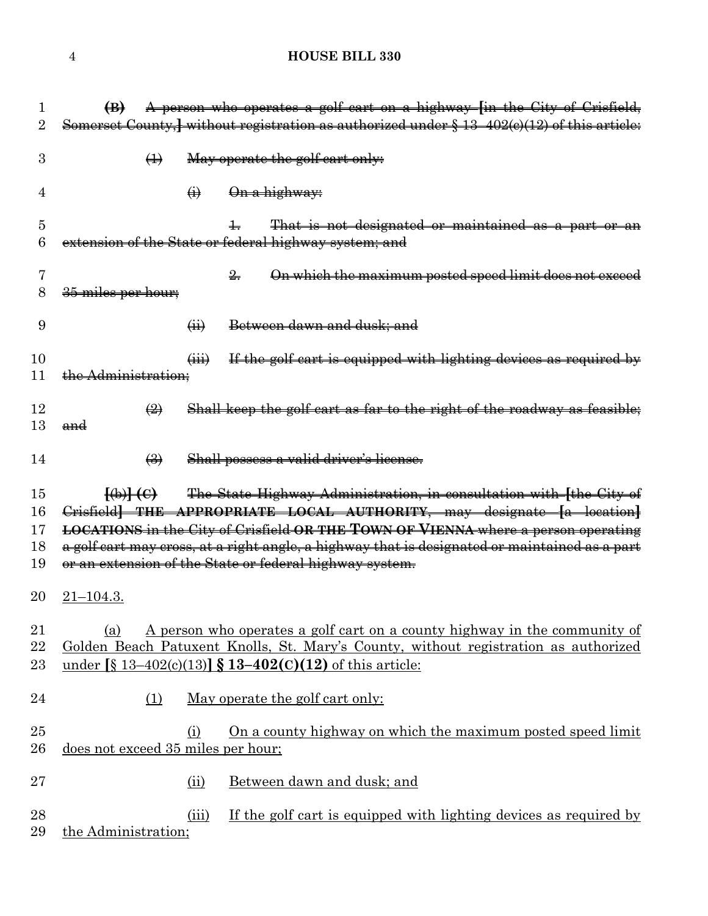~~**(B)** A person who operates a golf cart on a highway [in the City of Crisfield, Somerset County,] without registration as authorized under § 13–402(c)(12) of this article:~~

~~(1) May operate the golf cart only:~~

~~(i) On a highway:~~

~~1. That is not designated or maintained as a part or an extension of the State or federal highway system; and~~

~~2. On which the maximum posted speed limit does not exceed 35 miles per hour;~~

~~(ii) Between dawn and dusk; and~~

~~(iii) If the golf cart is equipped with lighting devices as required by the Administration;~~

~~(2) Shall keep the golf cart as far to the right of the roadway as feasible; and~~

~~(3) Shall possess a valid driver's license.~~

~~**[**(b)**] (C)** The State Highway Administration, in consultation with **[**the City of Crisfield**] THE APPROPRIATE LOCAL AUTHORITY**, may designate **[**a location**] LOCATIONS** in the City of Crisfield **OR THE TOWN OF VIENNA** where a person operating a golf cart may cross, at a right angle, a highway that is designated or maintained as a part or an extension of the State or federal highway system.~~

<u>21–104.3.</u>

<u>(a) A person who operates a golf cart on a county highway in the community of Golden Beach Patuxent Knolls, St. Mary's County, without registration as authorized under **[**§ 13–402(c)(13)**] § 13–402(C)(12)** of this article:</u>

<u>(1) May operate the golf cart only:</u>

<u>(i) On a county highway on which the maximum posted speed limit does not exceed 35 miles per hour;</u>

<u>(ii) Between dawn and dusk; and</u>

<u>(iii) If the golf cart is equipped with lighting devices as required by the Administration;</u>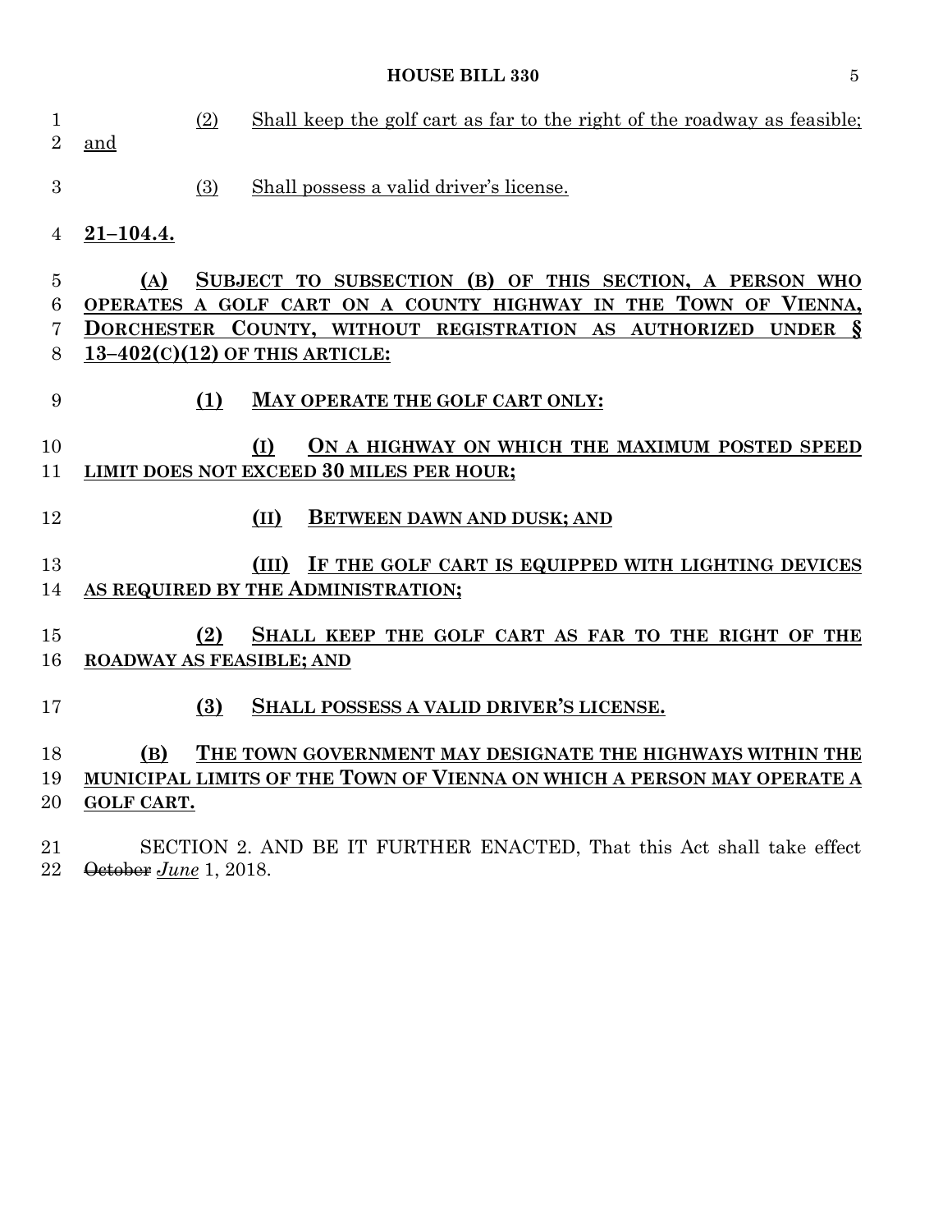(2) Shall keep the golf cart as far to the right of the roadway as feasible; and

(3) Shall possess a valid driver's license.

**21–104.4.**

**(A) SUBJECT TO SUBSECTION (B) OF THIS SECTION, A PERSON WHO OPERATES A GOLF CART ON A COUNTY HIGHWAY IN THE TOWN OF VIENNA, DORCHESTER COUNTY, WITHOUT REGISTRATION AS AUTHORIZED UNDER § 13–402(C)(12) OF THIS ARTICLE:**

**(1) MAY OPERATE THE GOLF CART ONLY:**

**(I) ON A HIGHWAY ON WHICH THE MAXIMUM POSTED SPEED LIMIT DOES NOT EXCEED 30 MILES PER HOUR;**

**(II) BETWEEN DAWN AND DUSK; AND**

**(III) IF THE GOLF CART IS EQUIPPED WITH LIGHTING DEVICES AS REQUIRED BY THE ADMINISTRATION;**

**(2) SHALL KEEP THE GOLF CART AS FAR TO THE RIGHT OF THE ROADWAY AS FEASIBLE; AND**

**(3) SHALL POSSESS A VALID DRIVER'S LICENSE.**

**(B) THE TOWN GOVERNMENT MAY DESIGNATE THE HIGHWAYS WITHIN THE MUNICIPAL LIMITS OF THE TOWN OF VIENNA ON WHICH A PERSON MAY OPERATE A GOLF CART.**

SECTION 2. AND BE IT FURTHER ENACTED, That this Act shall take effect ~~October~~ *June* 1, 2018.